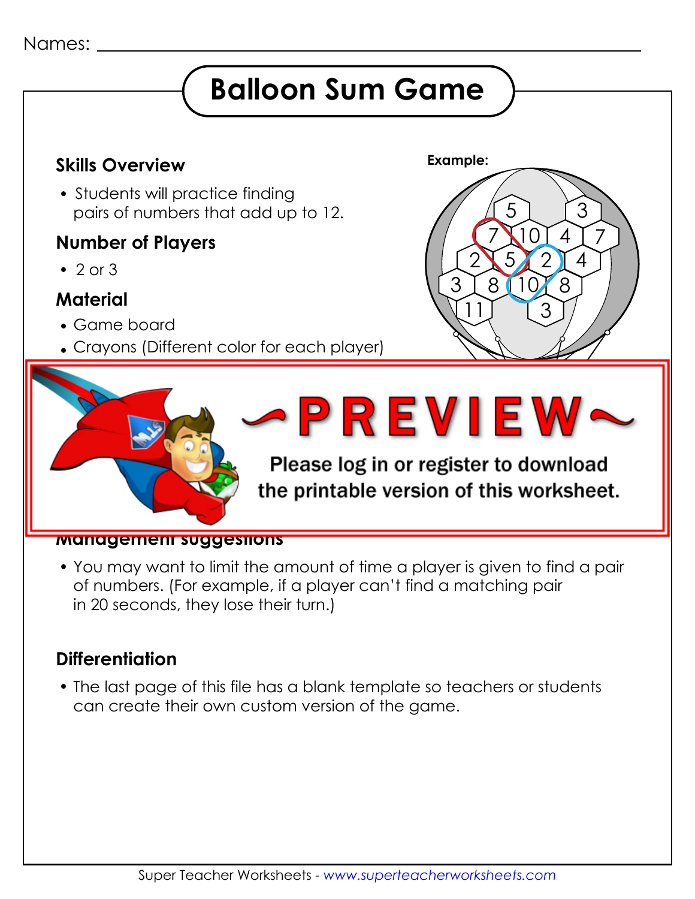Names: ______________________________

# Balloon Sum Game

## Skills Overview

- Students will practice finding pairs of numbers that add up to 12.

## Number of Players

- 2 or 3

## Material

- Game board
- Crayons (Different color for each player)

**Example:**

~PREVIEW~

Please log in or register to download the printable version of this worksheet.

## Management suggestions

- You may want to limit the amount of time a player is given to find a pair of numbers. (For example, if a player can't find a matching pair in 20 seconds, they lose their turn.)

## Differentiation

- The last page of this file has a blank template so teachers or students can create their own custom version of the game.

Super Teacher Worksheets - www.superteacherworksheets.com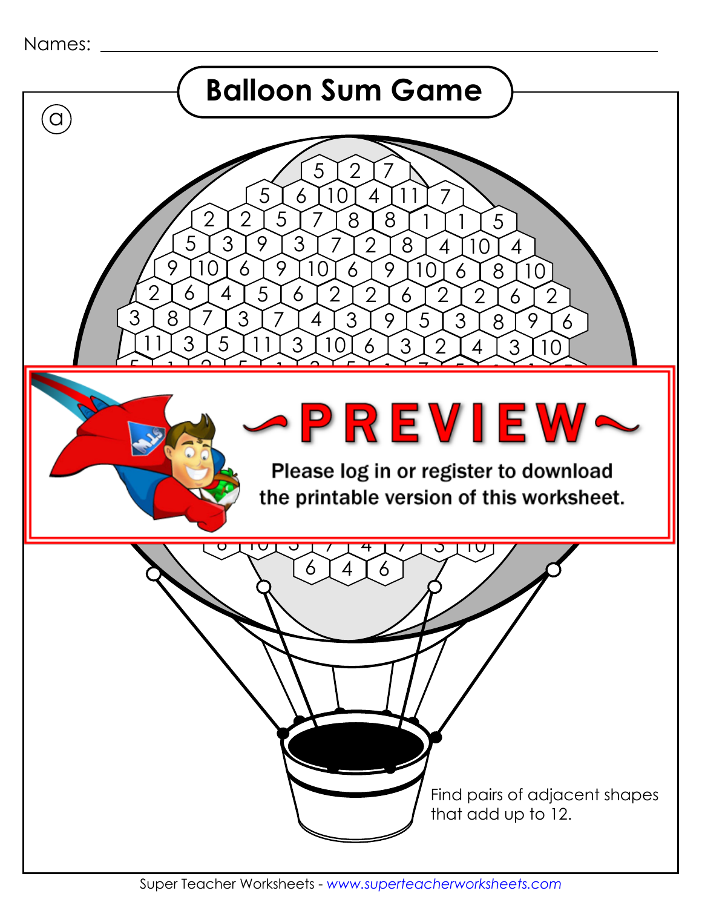Names: ______________________________

# Balloon Sum Game

ⓐ

5 2 7

5 6 10 4 11 7

2 2 5 7 8 8 1 1 5

5 3 9 3 7 2 8 4 10 4

9 10 6 9 10 6 9 10 6 8 10

2 6 4 5 6 2 2 6 2 2 6 2

3 8 7 3 7 4 3 9 5 3 8 9 6

11 3 5 11 3 10 6 3 2 4 3 10

~PREVIEW~

Please log in or register to download the printable version of this worksheet.

6 4 6

Find pairs of adjacent shapes that add up to 12.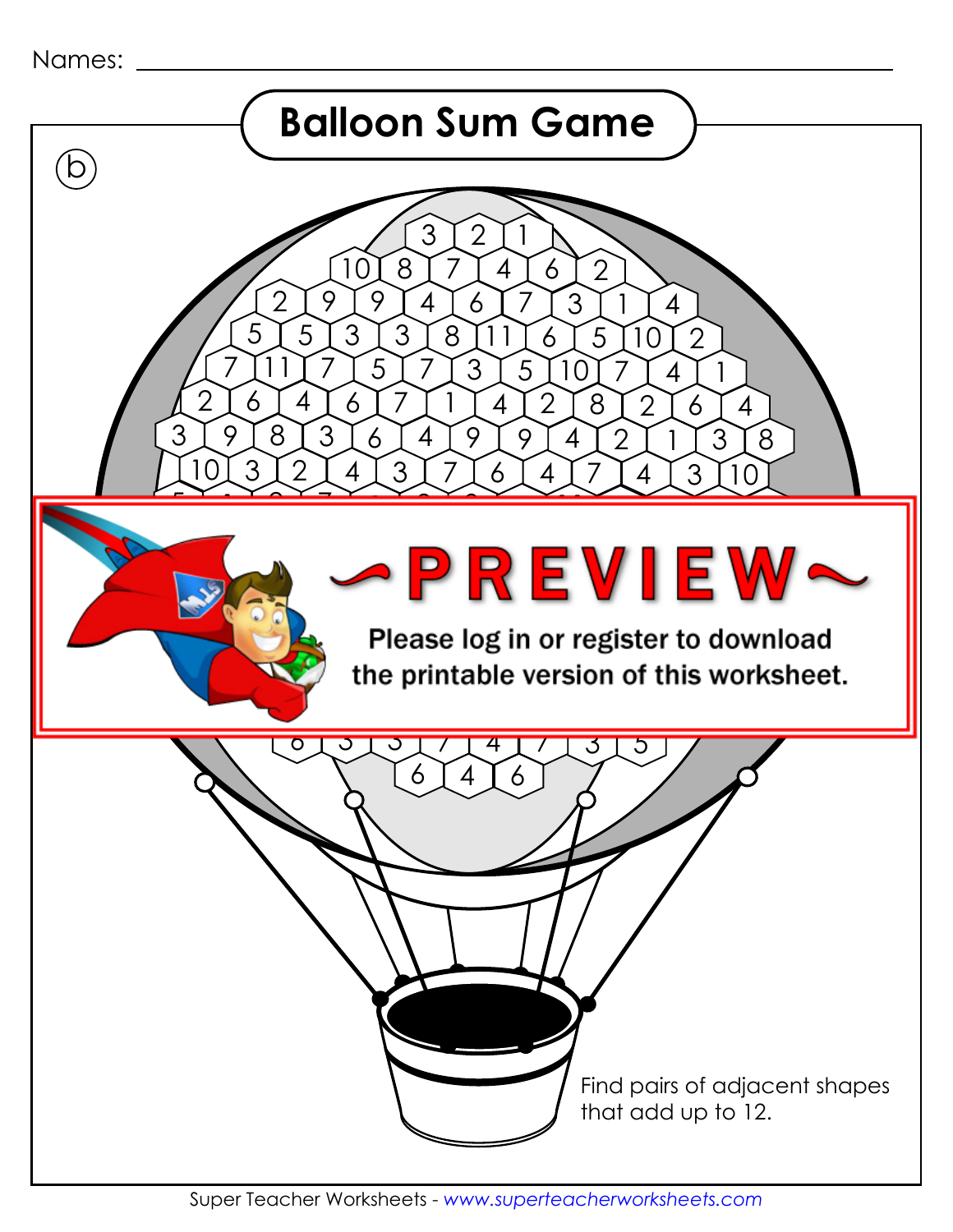Names: ______________________________________

# Balloon Sum Game

(b)

3 2 1

10 8 7 4 6 2

2 9 9 4 6 7 3 1 4

5 5 3 3 8 11 6 5 10 2

7 11 7 5 7 3 5 10 7 4 1

2 6 4 6 7 1 4 2 8 2 6 4

3 9 8 3 6 4 9 9 4 2 1 3 8

10 3 2 4 3 7 6 4 7 4 3 10

~PREVIEW~

Please log in or register to download the printable version of this worksheet.

6 3 3 7 4 7 3 5

6 4 6

Find pairs of adjacent shapes that add up to 12.

Super Teacher Worksheets - www.superteacherworksheets.com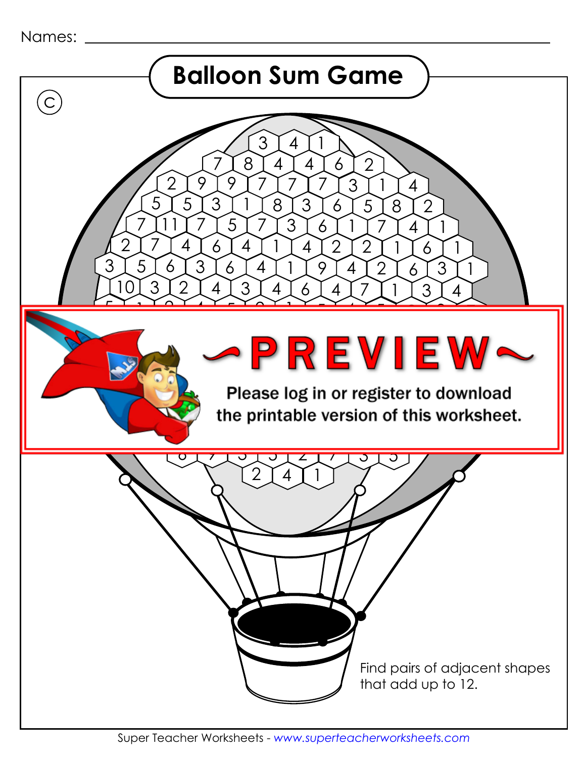Names: ______________________________

# Balloon Sum Game

Ⓒ

3 4 1

7 8 4 4 6 2

2 9 9 7 7 7 3 1 4

5 5 3 1 8 3 6 5 8 2

7 11 7 5 7 3 6 1 7 4 1

2 7 4 6 4 1 4 2 2 1 6 1

3 5 6 3 6 4 1 9 4 2 6 3 1

10 3 2 4 3 4 6 4 7 1 3 4

~PREVIEW~

Please log in or register to download the printable version of this worksheet.

2 4 1

Find pairs of adjacent shapes that add up to 12.

Super Teacher Worksheets - *www.superteacherworksheets.com*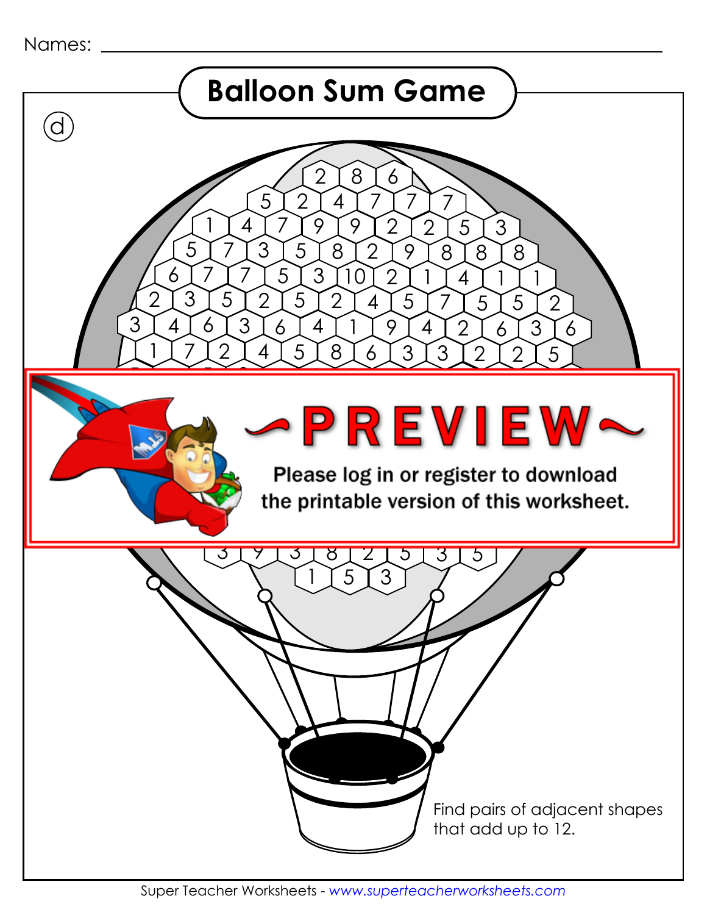Names: ______________________________

# Balloon Sum Game

ⓓ

2 8 6

5 2 4 7 7 7

1 4 7 9 9 2 2 5 3

5 7 3 5 8 2 9 8 8 8

6 7 7 5 3 10 2 1 4 1 1

2 3 5 2 5 2 4 5 7 5 5 2

3 4 6 3 6 4 1 9 4 2 6 3 6

1 7 2 4 5 8 6 3 3 2 2 5

~PREVIEW~

Please log in or register to download the printable version of this worksheet.

3 9 3 8 2 5 3 5

1 5 3

Find pairs of adjacent shapes that add up to 12.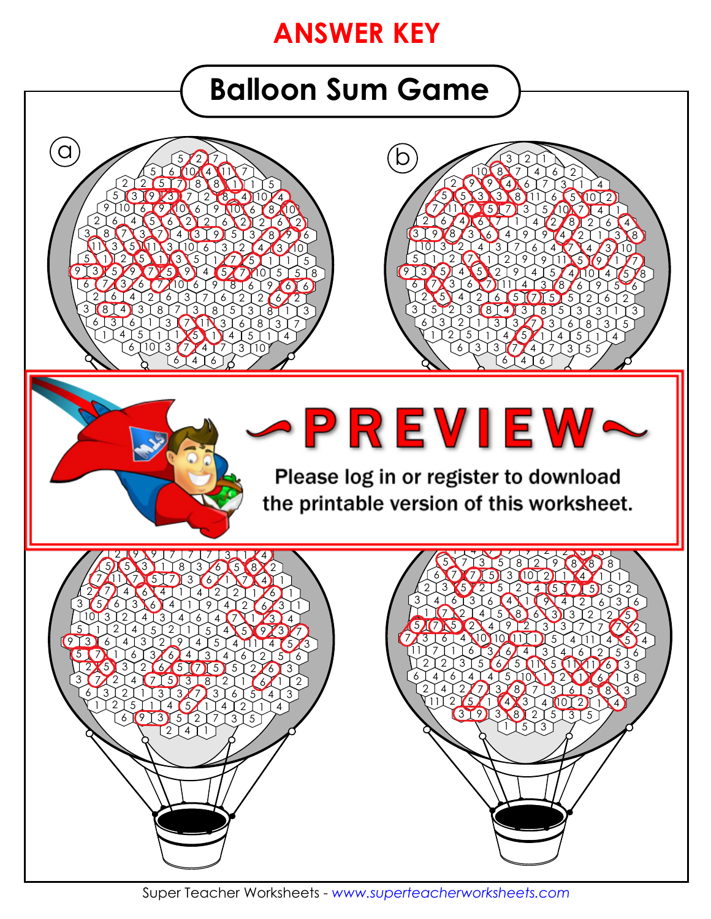# ANSWER KEY

## Balloon Sum Game

(a)

(b)

~PREVIEW~

Please log in or register to download the printable version of this worksheet.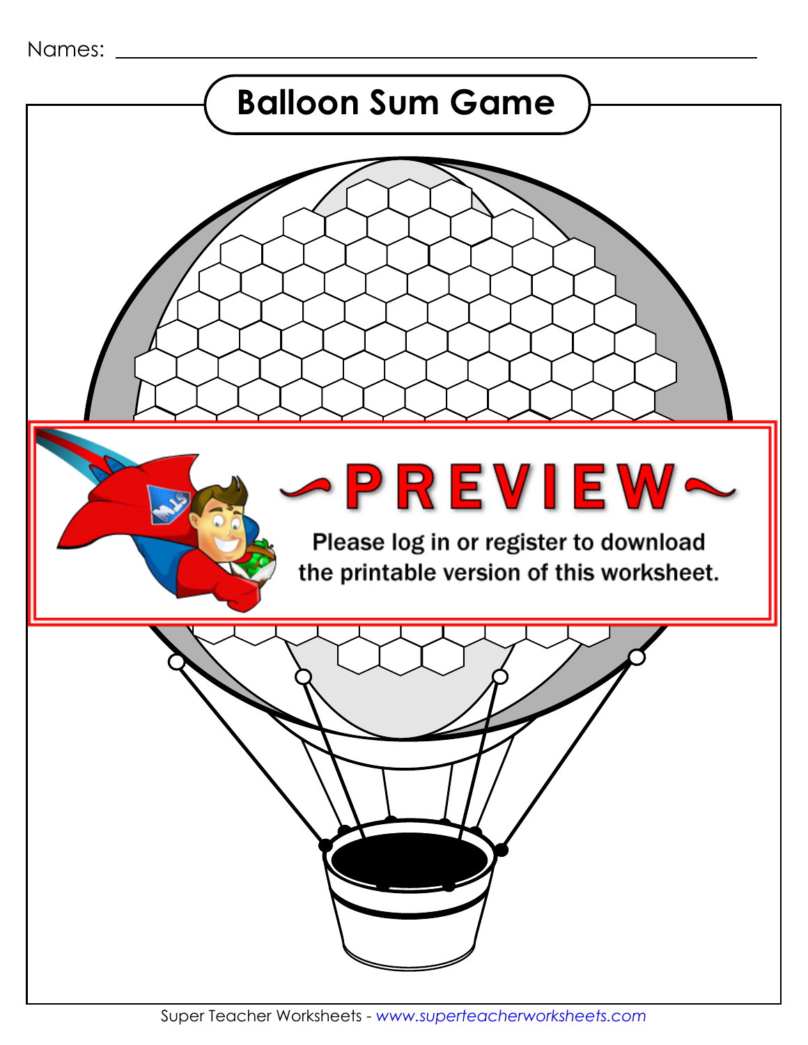Names: ______________________________________________

# Balloon Sum Game

~PREVIEW~

Please log in or register to download the printable version of this worksheet.